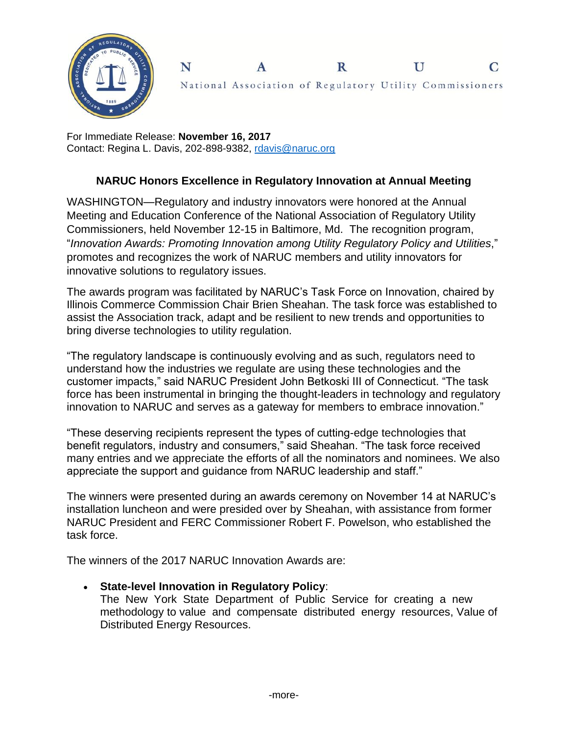N A R U C

National Association of Regulatory Utility Commissioners

For Immediate Release: **November 16, 2017**
Contact: Regina L. Davis, 202-898-9382, rdavis@naruc.org

## NARUC Honors Excellence in Regulatory Innovation at Annual Meeting

WASHINGTON—Regulatory and industry innovators were honored at the Annual Meeting and Education Conference of the National Association of Regulatory Utility Commissioners, held November 12-15 in Baltimore, Md. The recognition program, "*Innovation Awards: Promoting Innovation among Utility Regulatory Policy and Utilities*," promotes and recognizes the work of NARUC members and utility innovators for innovative solutions to regulatory issues.

The awards program was facilitated by NARUC's Task Force on Innovation, chaired by Illinois Commerce Commission Chair Brien Sheahan. The task force was established to assist the Association track, adapt and be resilient to new trends and opportunities to bring diverse technologies to utility regulation.

"The regulatory landscape is continuously evolving and as such, regulators need to understand how the industries we regulate are using these technologies and the customer impacts," said NARUC President John Betkoski III of Connecticut. "The task force has been instrumental in bringing the thought-leaders in technology and regulatory innovation to NARUC and serves as a gateway for members to embrace innovation."

"These deserving recipients represent the types of cutting-edge technologies that benefit regulators, industry and consumers," said Sheahan. "The task force received many entries and we appreciate the efforts of all the nominators and nominees. We also appreciate the support and guidance from NARUC leadership and staff."

The winners were presented during an awards ceremony on November 14 at NARUC's installation luncheon and were presided over by Sheahan, with assistance from former NARUC President and FERC Commissioner Robert F. Powelson, who established the task force.

The winners of the 2017 NARUC Innovation Awards are:

- **State-level Innovation in Regulatory Policy**:
  The New York State Department of Public Service for creating a new methodology to value and compensate distributed energy resources, Value of Distributed Energy Resources.

-more-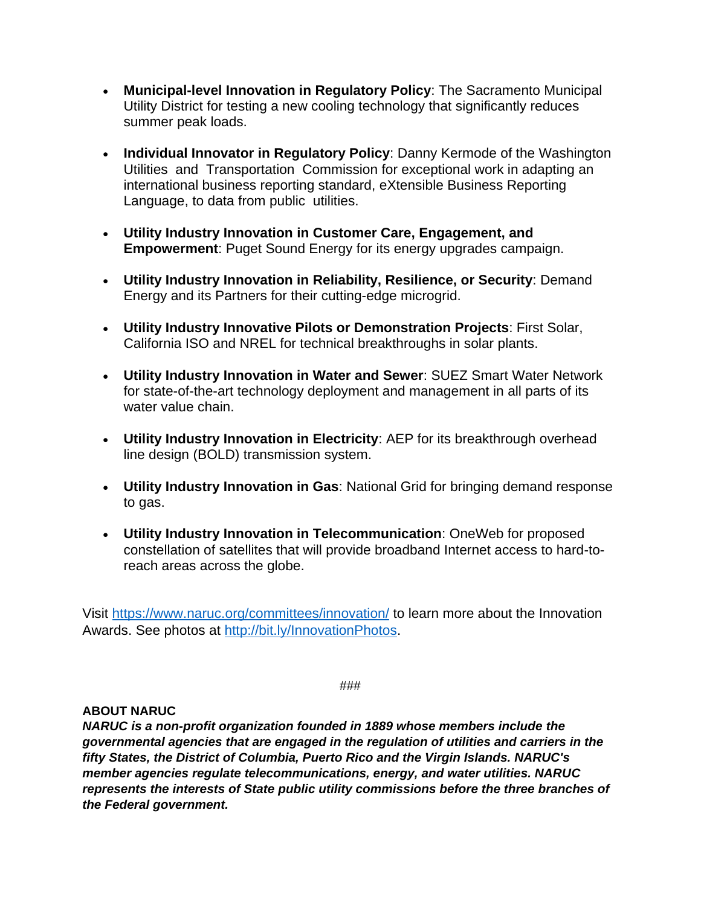- **Municipal-level Innovation in Regulatory Policy**: The Sacramento Municipal Utility District for testing a new cooling technology that significantly reduces summer peak loads.

- **Individual Innovator in Regulatory Policy**: Danny Kermode of the Washington Utilities and Transportation Commission for exceptional work in adapting an international business reporting standard, eXtensible Business Reporting Language, to data from public utilities.

- **Utility Industry Innovation in Customer Care, Engagement, and Empowerment**: Puget Sound Energy for its energy upgrades campaign.

- **Utility Industry Innovation in Reliability, Resilience, or Security**: Demand Energy and its Partners for their cutting-edge microgrid.

- **Utility Industry Innovative Pilots or Demonstration Projects**: First Solar, California ISO and NREL for technical breakthroughs in solar plants.

- **Utility Industry Innovation in Water and Sewer**: SUEZ Smart Water Network for state-of-the-art technology deployment and management in all parts of its water value chain.

- **Utility Industry Innovation in Electricity**: AEP for its breakthrough overhead line design (BOLD) transmission system.

- **Utility Industry Innovation in Gas**: National Grid for bringing demand response to gas.

- **Utility Industry Innovation in Telecommunication**: OneWeb for proposed constellation of satellites that will provide broadband Internet access to hard-to-reach areas across the globe.

Visit https://www.naruc.org/committees/innovation/ to learn more about the Innovation Awards. See photos at http://bit.ly/InnovationPhotos.

###

**ABOUT NARUC**

***NARUC is a non-profit organization founded in 1889 whose members include the governmental agencies that are engaged in the regulation of utilities and carriers in the fifty States, the District of Columbia, Puerto Rico and the Virgin Islands. NARUC's member agencies regulate telecommunications, energy, and water utilities. NARUC represents the interests of State public utility commissions before the three branches of the Federal government.***